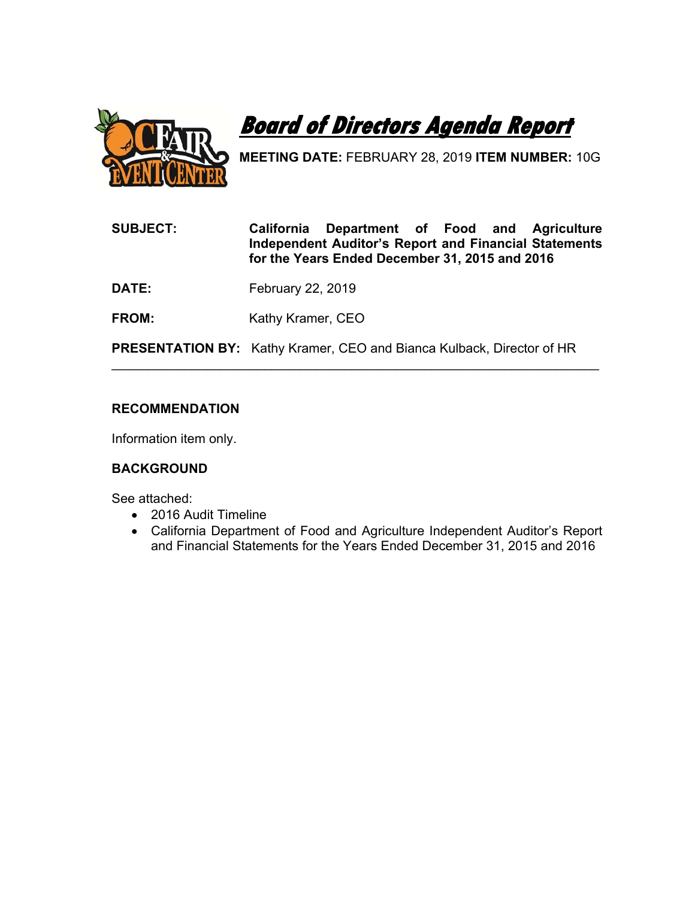# Board of Directors Agenda Report

**MEETING DATE:** FEBRUARY 28, 2019 **ITEM NUMBER:** 10G

**SUBJECT:** **California Department of Food and Agriculture Independent Auditor's Report and Financial Statements for the Years Ended December 31, 2015 and 2016**

**DATE:** February 22, 2019

**FROM:** Kathy Kramer, CEO

**PRESENTATION BY:** Kathy Kramer, CEO and Bianca Kulback, Director of HR

---

## RECOMMENDATION

Information item only.

## BACKGROUND

See attached:

- 2016 Audit Timeline
- California Department of Food and Agriculture Independent Auditor's Report and Financial Statements for the Years Ended December 31, 2015 and 2016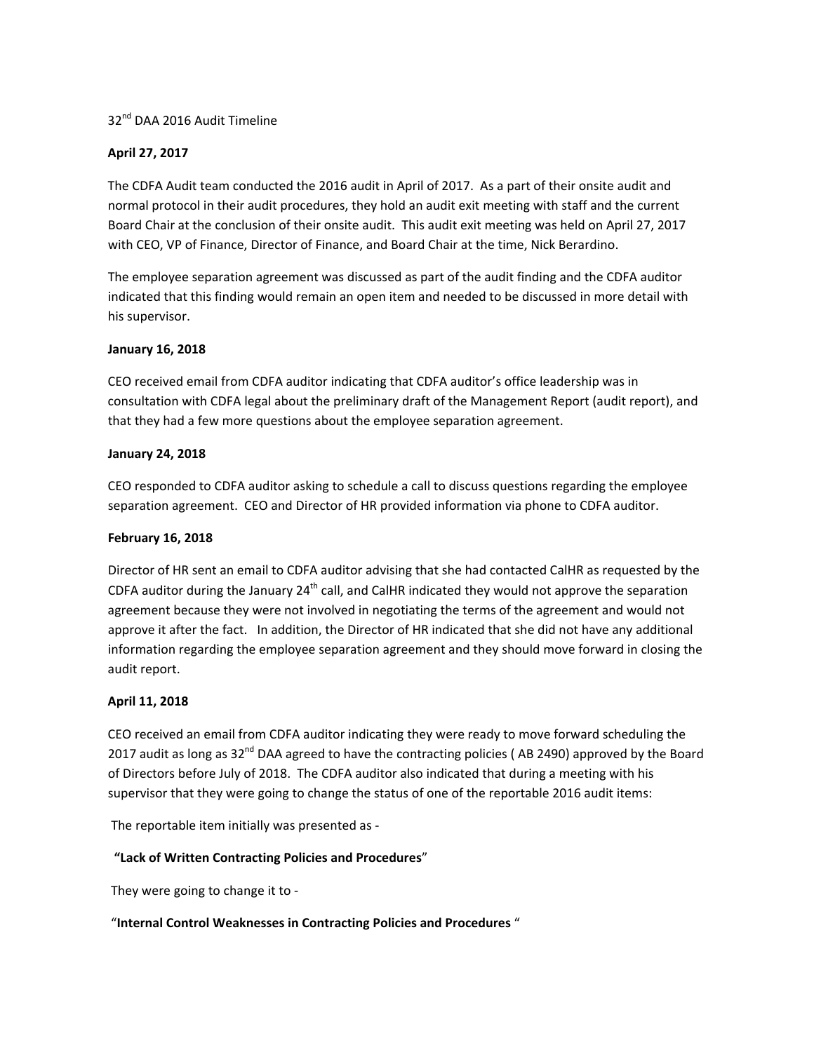32nd DAA 2016 Audit Timeline

**April 27, 2017**

The CDFA Audit team conducted the 2016 audit in April of 2017. As a part of their onsite audit and normal protocol in their audit procedures, they hold an audit exit meeting with staff and the current Board Chair at the conclusion of their onsite audit. This audit exit meeting was held on April 27, 2017 with CEO, VP of Finance, Director of Finance, and Board Chair at the time, Nick Berardino.

The employee separation agreement was discussed as part of the audit finding and the CDFA auditor indicated that this finding would remain an open item and needed to be discussed in more detail with his supervisor.

**January 16, 2018**

CEO received email from CDFA auditor indicating that CDFA auditor's office leadership was in consultation with CDFA legal about the preliminary draft of the Management Report (audit report), and that they had a few more questions about the employee separation agreement.

**January 24, 2018**

CEO responded to CDFA auditor asking to schedule a call to discuss questions regarding the employee separation agreement. CEO and Director of HR provided information via phone to CDFA auditor.

**February 16, 2018**

Director of HR sent an email to CDFA auditor advising that she had contacted CalHR as requested by the CDFA auditor during the January 24th call, and CalHR indicated they would not approve the separation agreement because they were not involved in negotiating the terms of the agreement and would not approve it after the fact. In addition, the Director of HR indicated that she did not have any additional information regarding the employee separation agreement and they should move forward in closing the audit report.

**April 11, 2018**

CEO received an email from CDFA auditor indicating they were ready to move forward scheduling the 2017 audit as long as 32nd DAA agreed to have the contracting policies ( AB 2490) approved by the Board of Directors before July of 2018. The CDFA auditor also indicated that during a meeting with his supervisor that they were going to change the status of one of the reportable 2016 audit items:

The reportable item initially was presented as -

**"Lack of Written Contracting Policies and Procedures"**

They were going to change it to -

"**Internal Control Weaknesses in Contracting Policies and Procedures** "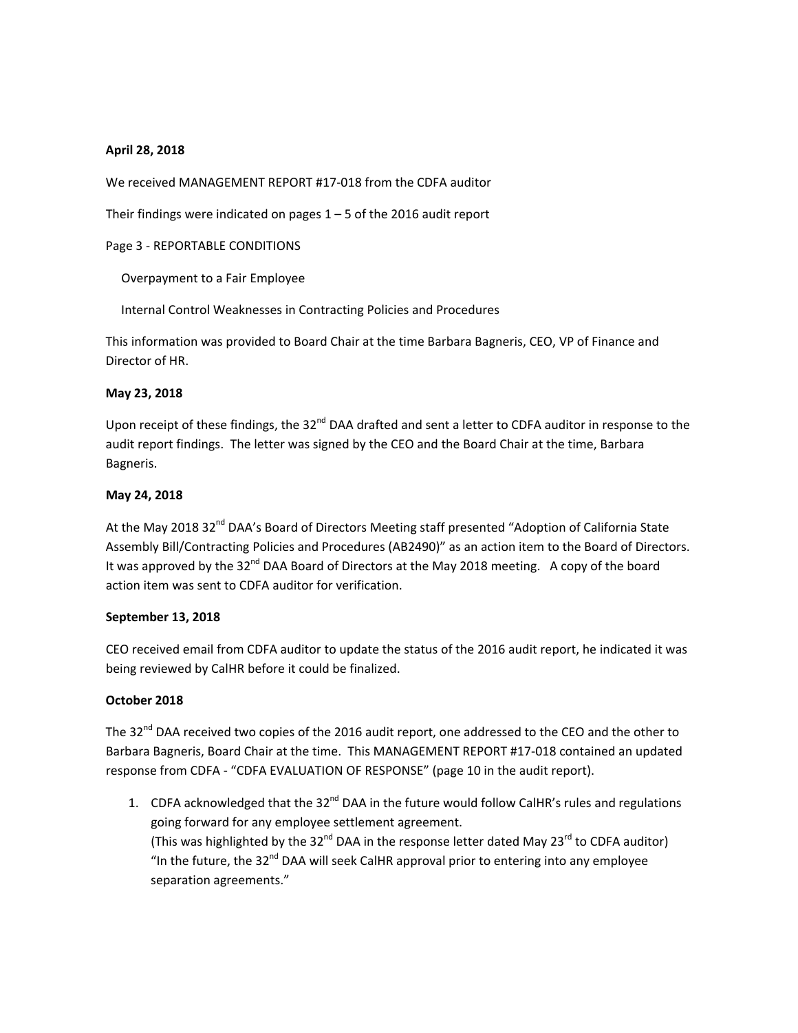**April 28, 2018**

We received MANAGEMENT REPORT #17-018 from the CDFA auditor

Their findings were indicated on pages 1 – 5 of the 2016 audit report

Page 3 - REPORTABLE CONDITIONS

Overpayment to a Fair Employee

Internal Control Weaknesses in Contracting Policies and Procedures

This information was provided to Board Chair at the time Barbara Bagneris, CEO, VP of Finance and Director of HR.

**May 23, 2018**

Upon receipt of these findings, the 32nd DAA drafted and sent a letter to CDFA auditor in response to the audit report findings. The letter was signed by the CEO and the Board Chair at the time, Barbara Bagneris.

**May 24, 2018**

At the May 2018 32nd DAA's Board of Directors Meeting staff presented "Adoption of California State Assembly Bill/Contracting Policies and Procedures (AB2490)" as an action item to the Board of Directors. It was approved by the 32nd DAA Board of Directors at the May 2018 meeting. A copy of the board action item was sent to CDFA auditor for verification.

**September 13, 2018**

CEO received email from CDFA auditor to update the status of the 2016 audit report, he indicated it was being reviewed by CalHR before it could be finalized.

**October 2018**

The 32nd DAA received two copies of the 2016 audit report, one addressed to the CEO and the other to Barbara Bagneris, Board Chair at the time. This MANAGEMENT REPORT #17-018 contained an updated response from CDFA - "CDFA EVALUATION OF RESPONSE" (page 10 in the audit report).

1. CDFA acknowledged that the 32nd DAA in the future would follow CalHR's rules and regulations going forward for any employee settlement agreement.
   (This was highlighted by the 32nd DAA in the response letter dated May 23rd to CDFA auditor) "In the future, the 32nd DAA will seek CalHR approval prior to entering into any employee separation agreements."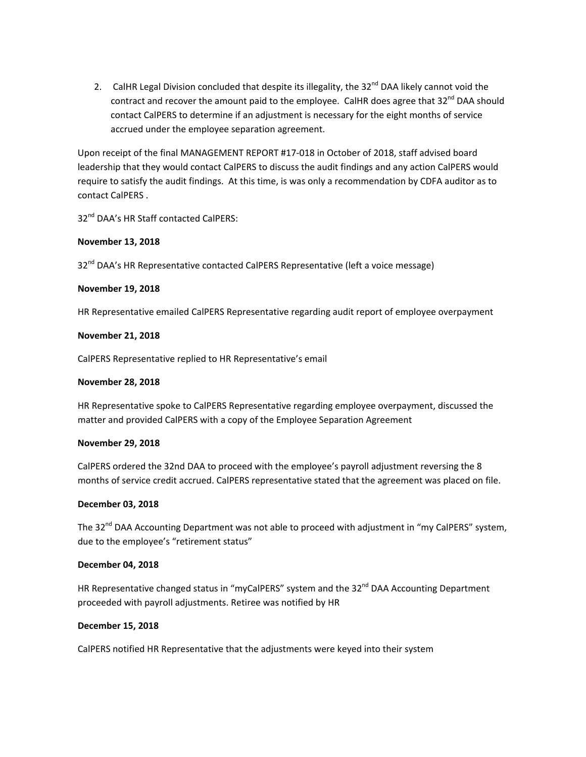2. CalHR Legal Division concluded that despite its illegality, the 32nd DAA likely cannot void the contract and recover the amount paid to the employee. CalHR does agree that 32nd DAA should contact CalPERS to determine if an adjustment is necessary for the eight months of service accrued under the employee separation agreement.

Upon receipt of the final MANAGEMENT REPORT #17-018 in October of 2018, staff advised board leadership that they would contact CalPERS to discuss the audit findings and any action CalPERS would require to satisfy the audit findings. At this time, is was only a recommendation by CDFA auditor as to contact CalPERS .

32nd DAA's HR Staff contacted CalPERS:

**November 13, 2018**

32nd DAA's HR Representative contacted CalPERS Representative (left a voice message)

**November 19, 2018**

HR Representative emailed CalPERS Representative regarding audit report of employee overpayment

**November 21, 2018**

CalPERS Representative replied to HR Representative's email

**November 28, 2018**

HR Representative spoke to CalPERS Representative regarding employee overpayment, discussed the matter and provided CalPERS with a copy of the Employee Separation Agreement

**November 29, 2018**

CalPERS ordered the 32nd DAA to proceed with the employee's payroll adjustment reversing the 8 months of service credit accrued. CalPERS representative stated that the agreement was placed on file.

**December 03, 2018**

The 32nd DAA Accounting Department was not able to proceed with adjustment in "my CalPERS" system, due to the employee's "retirement status"

**December 04, 2018**

HR Representative changed status in "myCalPERS" system and the 32nd DAA Accounting Department proceeded with payroll adjustments. Retiree was notified by HR

**December 15, 2018**

CalPERS notified HR Representative that the adjustments were keyed into their system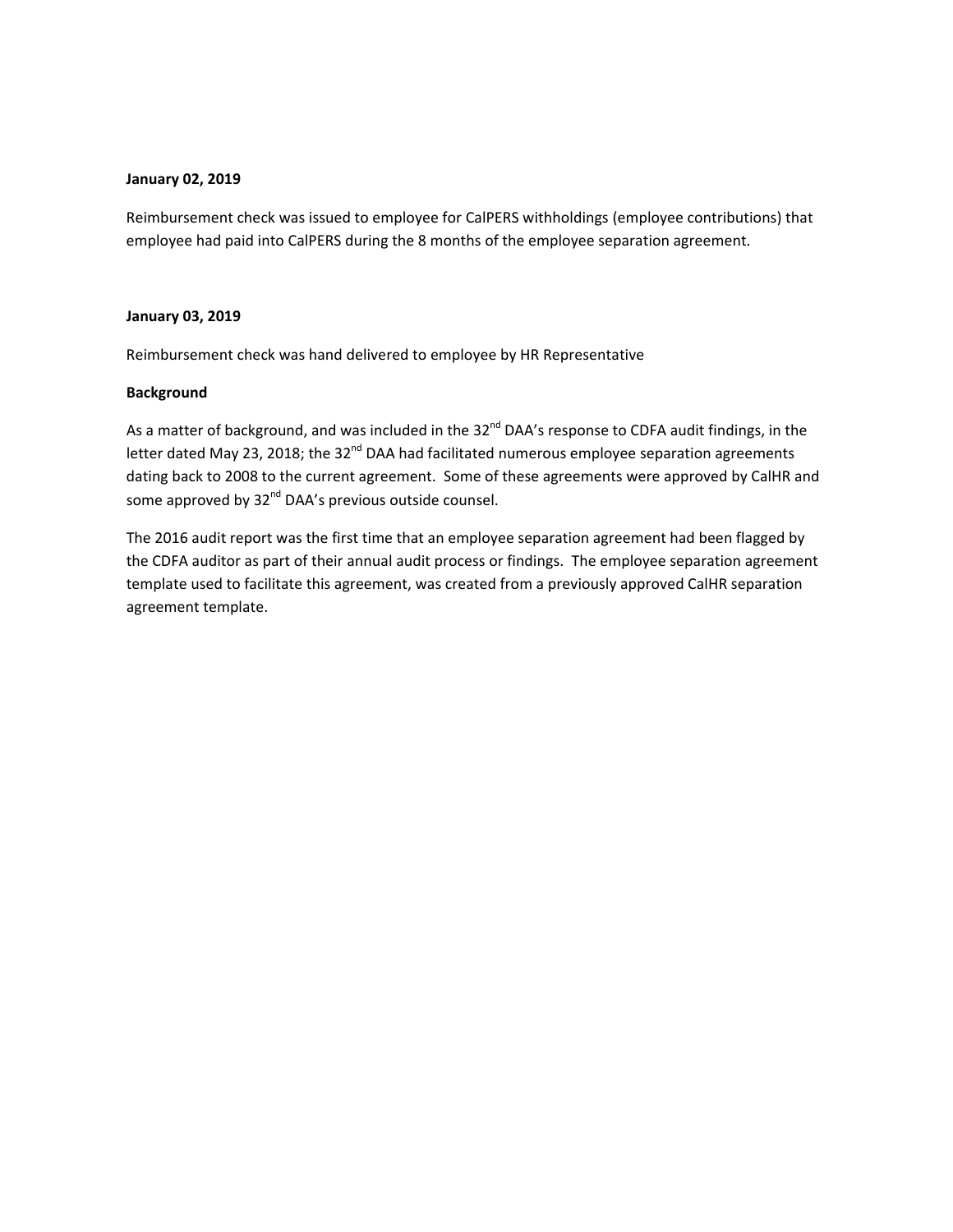**January 02, 2019**

Reimbursement check was issued to employee for CalPERS withholdings (employee contributions) that employee had paid into CalPERS during the 8 months of the employee separation agreement.

**January 03, 2019**

Reimbursement check was hand delivered to employee by HR Representative

**Background**

As a matter of background, and was included in the 32nd DAA's response to CDFA audit findings, in the letter dated May 23, 2018; the 32nd DAA had facilitated numerous employee separation agreements dating back to 2008 to the current agreement. Some of these agreements were approved by CalHR and some approved by 32nd DAA's previous outside counsel.

The 2016 audit report was the first time that an employee separation agreement had been flagged by the CDFA auditor as part of their annual audit process or findings. The employee separation agreement template used to facilitate this agreement, was created from a previously approved CalHR separation agreement template.